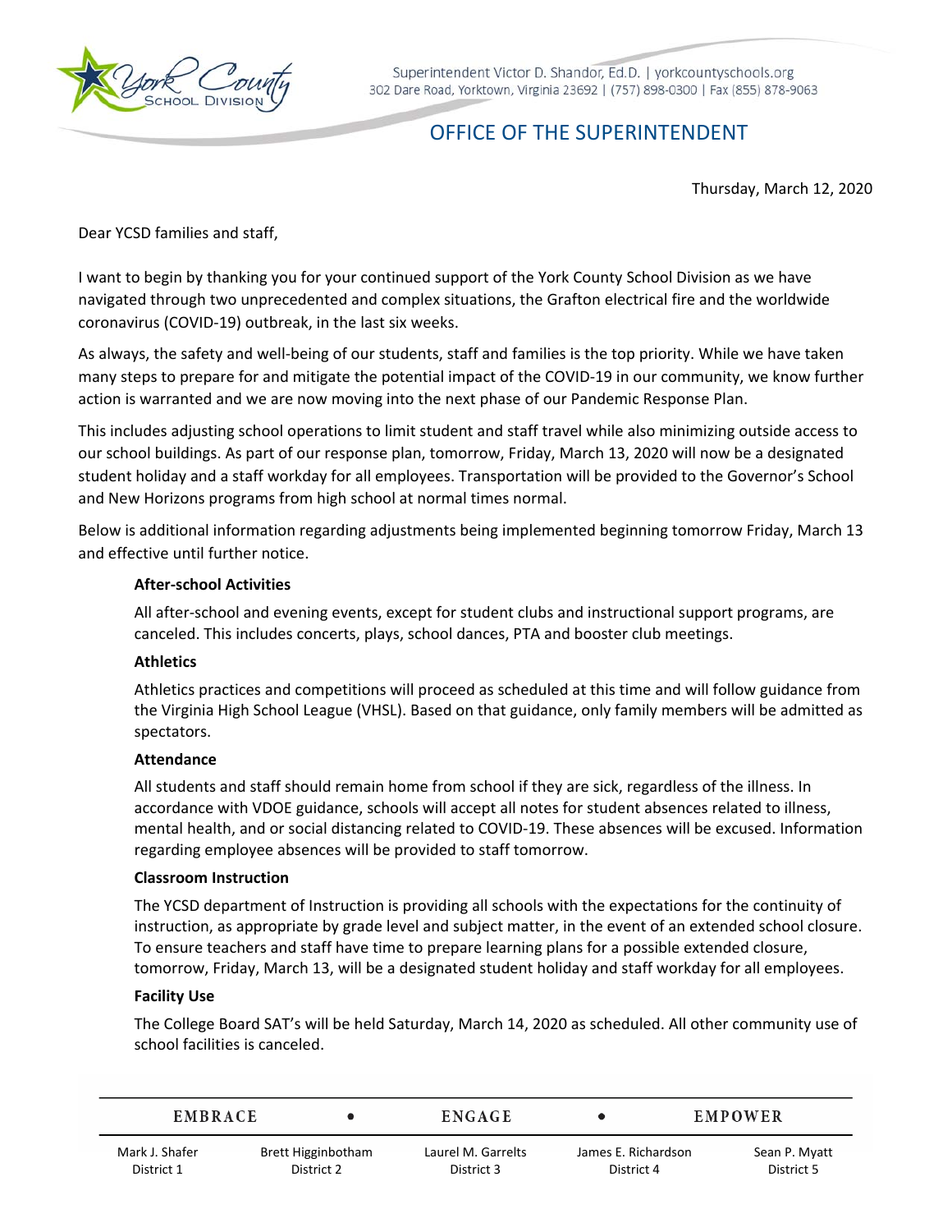Superintendent Victor D. Shandor, Ed.D. | yorkcountyschools.org
302 Dare Road, Yorktown, Virginia 23692 | (757) 898-0300 | Fax (855) 878-9063

# OFFICE OF THE SUPERINTENDENT

Thursday, March 12, 2020

Dear YCSD families and staff,

I want to begin by thanking you for your continued support of the York County School Division as we have navigated through two unprecedented and complex situations, the Grafton electrical fire and the worldwide coronavirus (COVID-19) outbreak, in the last six weeks.

As always, the safety and well-being of our students, staff and families is the top priority. While we have taken many steps to prepare for and mitigate the potential impact of the COVID-19 in our community, we know further action is warranted and we are now moving into the next phase of our Pandemic Response Plan.

This includes adjusting school operations to limit student and staff travel while also minimizing outside access to our school buildings. As part of our response plan, tomorrow, Friday, March 13, 2020 will now be a designated student holiday and a staff workday for all employees. Transportation will be provided to the Governor's School and New Horizons programs from high school at normal times normal.

Below is additional information regarding adjustments being implemented beginning tomorrow Friday, March 13 and effective until further notice.

**After-school Activities**

All after-school and evening events, except for student clubs and instructional support programs, are canceled. This includes concerts, plays, school dances, PTA and booster club meetings.

**Athletics**

Athletics practices and competitions will proceed as scheduled at this time and will follow guidance from the Virginia High School League (VHSL). Based on that guidance, only family members will be admitted as spectators.

**Attendance**

All students and staff should remain home from school if they are sick, regardless of the illness. In accordance with VDOE guidance, schools will accept all notes for student absences related to illness, mental health, and or social distancing related to COVID-19. These absences will be excused. Information regarding employee absences will be provided to staff tomorrow.

**Classroom Instruction**

The YCSD department of Instruction is providing all schools with the expectations for the continuity of instruction, as appropriate by grade level and subject matter, in the event of an extended school closure. To ensure teachers and staff have time to prepare learning plans for a possible extended closure, tomorrow, Friday, March 13, will be a designated student holiday and staff workday for all employees.

**Facility Use**

The College Board SAT's will be held Saturday, March 14, 2020 as scheduled. All other community use of school facilities is canceled.

EMBRACE • ENGAGE • EMPOWER

| Mark J. Shafer | Brett Higginbotham | Laurel M. Garrelts | James E. Richardson | Sean P. Myatt |
|---|---|---|---|---|
| District 1 | District 2 | District 3 | District 4 | District 5 |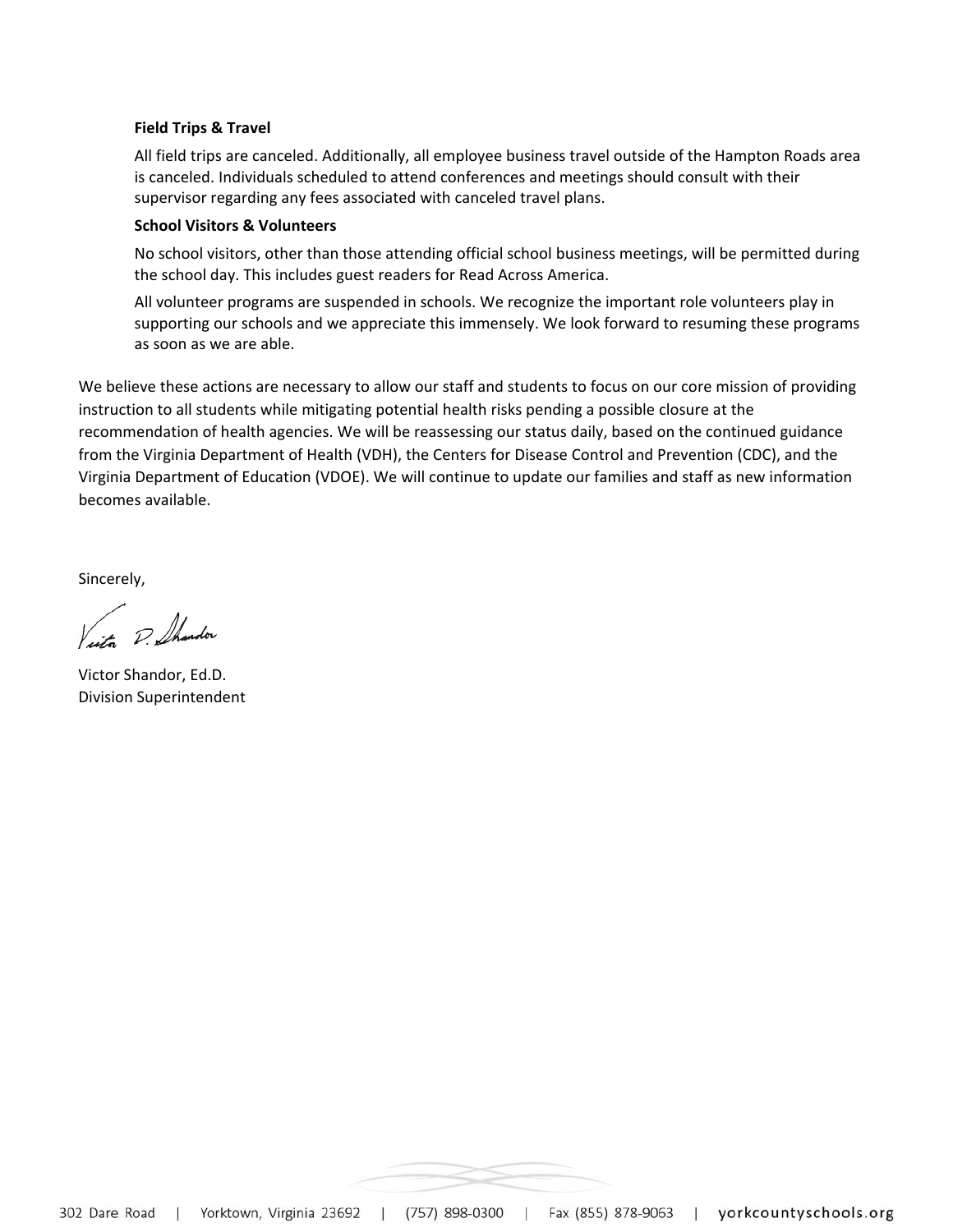**Field Trips & Travel**

All field trips are canceled. Additionally, all employee business travel outside of the Hampton Roads area is canceled. Individuals scheduled to attend conferences and meetings should consult with their supervisor regarding any fees associated with canceled travel plans.

**School Visitors & Volunteers**

No school visitors, other than those attending official school business meetings, will be permitted during the school day. This includes guest readers for Read Across America.

All volunteer programs are suspended in schools. We recognize the important role volunteers play in supporting our schools and we appreciate this immensely. We look forward to resuming these programs as soon as we are able.

We believe these actions are necessary to allow our staff and students to focus on our core mission of providing instruction to all students while mitigating potential health risks pending a possible closure at the recommendation of health agencies. We will be reassessing our status daily, based on the continued guidance from the Virginia Department of Health (VDH), the Centers for Disease Control and Prevention (CDC), and the Virginia Department of Education (VDOE). We will continue to update our families and staff as new information becomes available.

Sincerely,

Victor Shandor, Ed.D.
Division Superintendent

302 Dare Road | Yorktown, Virginia 23692 | (757) 898-0300 | Fax (855) 878-9063 | yorkcountyschools.org